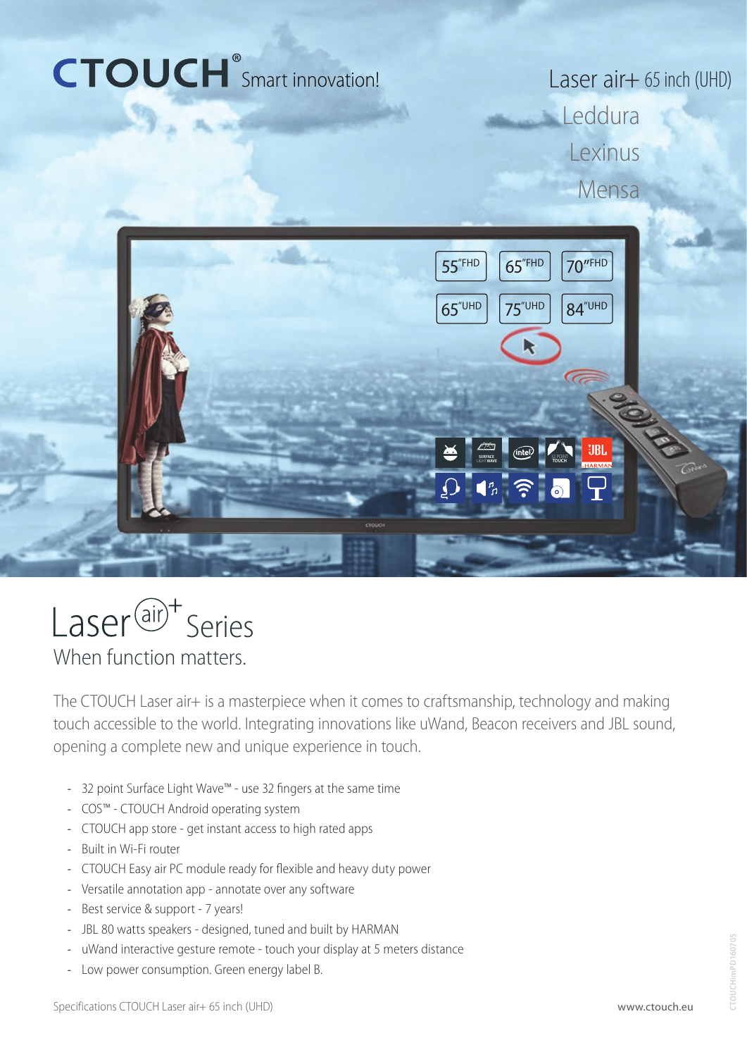# CTOUCH® Smart innovation!

Laser air+ 65 inch (UHD)

Leddura

Lexinus

Mensa

55"FHD | 65"FHD | 70"FHD

65"UHD | 75"UHD | 84"UHD

## Laser air+ Series

When function matters.

The CTOUCH Laser air+ is a masterpiece when it comes to craftsmanship, technology and making touch accessible to the world. Integrating innovations like uWand, Beacon receivers and JBL sound, opening a complete new and unique experience in touch.

- 32 point Surface Light Wave™ - use 32 fingers at the same time
- COS™ - CTOUCH Android operating system
- CTOUCH app store - get instant access to high rated apps
- Built in Wi-Fi router
- CTOUCH Easy air PC module ready for flexible and heavy duty power
- Versatile annotation app - annotate over any software
- Best service & support - 7 years!
- JBL 80 watts speakers - designed, tuned and built by HARMAN
- uWand interactive gesture remote - touch your display at 5 meters distance
- Low power consumption. Green energy label B.

Specifications CTOUCH Laser air+ 65 inch (UHD)

www.ctouch.eu

CTOUCHimPD160705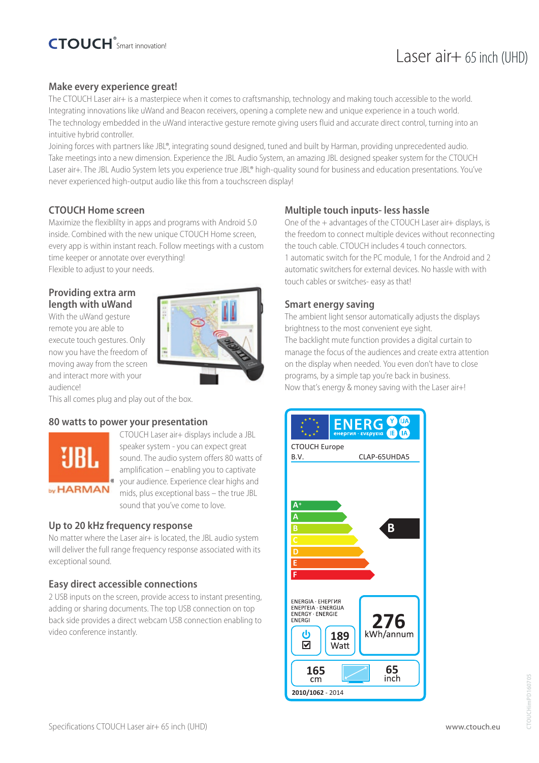# Laser air+ 65 inch (UHD)

## Make every experience great!

The CTOUCH Laser air+ is a masterpiece when it comes to craftsmanship, technology and making touch accessible to the world. Integrating innovations like uWand and Beacon receivers, opening a complete new and unique experience in a touch world. The technology embedded in the uWand interactive gesture remote giving users fluid and accurate direct control, turning into an intuitive hybrid controller.
Joining forces with partners like JBL®, integrating sound designed, tuned and built by Harman, providing unprecedented audio. Take meetings into a new dimension. Experience the JBL Audio System, an amazing JBL designed speaker system for the CTOUCH Laser air+. The JBL Audio System lets you experience true JBL® high-quality sound for business and education presentations. You've never experienced high-output audio like this from a touchscreen display!

### CTOUCH Home screen

Maximize the flexiblilty in apps and programs with Android 5.0 inside. Combined with the new unique CTOUCH Home screen, every app is within instant reach. Follow meetings with a custom time keeper or annotate over everything!
Flexible to adjust to your needs.

### Providing extra arm length with uWand

With the uWand gesture remote you are able to execute touch gestures. Only now you have the freedom of moving away from the screen and interact more with your audience!
This all comes plug and play out of the box.

### 80 watts to power your presentation

CTOUCH Laser air+ displays include a JBL speaker system - you can expect great sound. The audio system offers 80 watts of amplification – enabling you to captivate your audience. Experience clear highs and mids, plus exceptional bass – the true JBL sound that you've come to love.

### Up to 20 kHz frequency response

No matter where the Laser air+ is located, the JBL audio system will deliver the full range frequency response associated with its exceptional sound.

### Easy direct accessible connections

2 USB inputs on the screen, provide access to instant presenting, adding or sharing documents. The top USB connection on top back side provides a direct webcam USB connection enabling to video conference instantly.

### Multiple touch inputs- less hassle

One of the + advantages of the CTOUCH Laser air+ displays, is the freedom to connect multiple devices without reconnecting the touch cable. CTOUCH includes 4 touch connectors.
1 automatic switch for the PC module, 1 for the Android and 2 automatic switchers for external devices. No hassle with with touch cables or switches- easy as that!

### Smart energy saving

The ambient light sensor automatically adjusts the displays brightness to the most convenient eye sight.
The backlight mute function provides a digital curtain to manage the focus of the audiences and create extra attention on the display when needed. You even don't have to close programs, by a simple tap you're back in business.
Now that's energy & money saving with the Laser air+!

ENERG енергия · ενεργεια Y IJA IE IA

CTOUCH Europe B.V. — CLAP-65UHDA5

A+ / A / B / C / D / E / F — **B**

ENERGIA · ЕНЕРГИЯ · ΕΝΕΡΓΕΙΑ · ENERGIJA · ENERGY · ENERGIE · ENERGI

**276** kWh/annum

**189** Watt

**165** cm — **65** inch

**2010/1062** - 2014

Specifications CTOUCH Laser air+ 65 inch (UHD)

www.ctouch.eu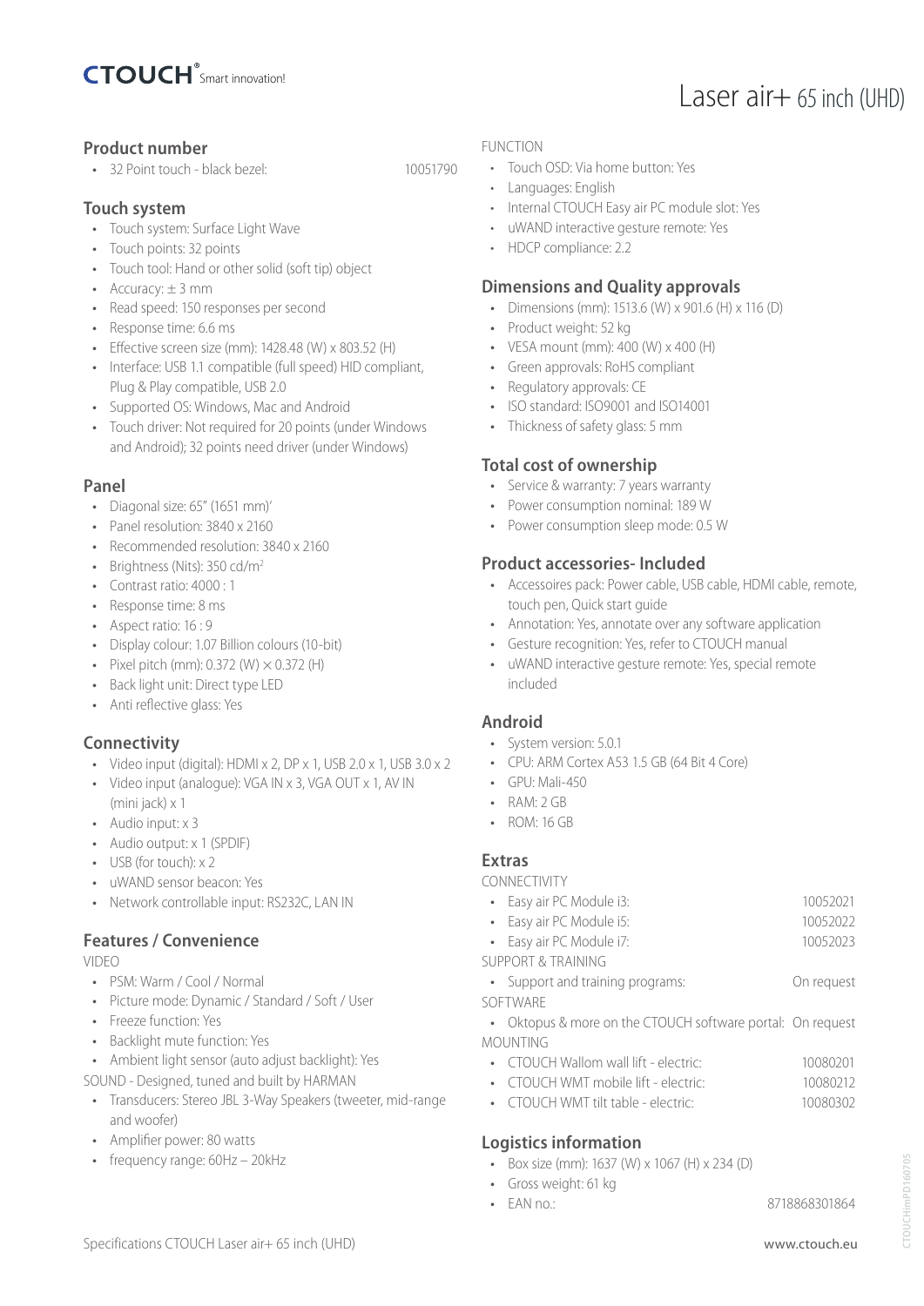# Laser air+ 65 inch (UHD)

## Product number

- 32 Point touch - black bezel: 10051790

## Touch system

- Touch system: Surface Light Wave
- Touch points: 32 points
- Touch tool: Hand or other solid (soft tip) object
- Accuracy: ± 3 mm
- Read speed: 150 responses per second
- Response time: 6.6 ms
- Effective screen size (mm): 1428.48 (W) x 803.52 (H)
- Interface: USB 1.1 compatible (full speed) HID compliant, Plug & Play compatible, USB 2.0
- Supported OS: Windows, Mac and Android
- Touch driver: Not required for 20 points (under Windows and Android); 32 points need driver (under Windows)

## Panel

- Diagonal size: 65" (1651 mm)'
- Panel resolution: 3840 x 2160
- Recommended resolution: 3840 x 2160
- Brightness (Nits): 350 cd/m²
- Contrast ratio: 4000 : 1
- Response time: 8 ms
- Aspect ratio: 16 : 9
- Display colour: 1.07 Billion colours (10-bit)
- Pixel pitch (mm): 0.372 (W) × 0.372 (H)
- Back light unit: Direct type LED
- Anti reflective glass: Yes

## Connectivity

- Video input (digital): HDMI x 2, DP x 1, USB 2.0 x 1, USB 3.0 x 2
- Video input (analogue): VGA IN x 3, VGA OUT x 1, AV IN (mini jack) x 1
- Audio input: x 3
- Audio output: x 1 (SPDIF)
- USB (for touch): x 2
- uWAND sensor beacon: Yes
- Network controllable input: RS232C, LAN IN

## Features / Convenience

VIDEO

- PSM: Warm / Cool / Normal
- Picture mode: Dynamic / Standard / Soft / User
- Freeze function: Yes
- Backlight mute function: Yes
- Ambient light sensor (auto adjust backlight): Yes

SOUND - Designed, tuned and built by HARMAN

- Transducers: Stereo JBL 3-Way Speakers (tweeter, mid-range and woofer)
- Amplifier power: 80 watts
- frequency range: 60Hz – 20kHz

FUNCTION

- Touch OSD: Via home button: Yes
- Languages: English
- Internal CTOUCH Easy air PC module slot: Yes
- uWAND interactive gesture remote: Yes
- HDCP compliance: 2.2

## Dimensions and Quality approvals

- Dimensions (mm): 1513.6 (W) x 901.6 (H) x 116 (D)
- Product weight: 52 kg
- VESA mount (mm): 400 (W) x 400 (H)
- Green approvals: RoHS compliant
- Regulatory approvals: CE
- ISO standard: ISO9001 and ISO14001
- Thickness of safety glass: 5 mm

## Total cost of ownership

- Service & warranty: 7 years warranty
- Power consumption nominal: 189 W
- Power consumption sleep mode: 0.5 W

## Product accessories- Included

- Accessoires pack: Power cable, USB cable, HDMI cable, remote, touch pen, Quick start guide
- Annotation: Yes, annotate over any software application
- Gesture recognition: Yes, refer to CTOUCH manual
- uWAND interactive gesture remote: Yes, special remote included

## Android

- System version: 5.0.1
- CPU: ARM Cortex A53 1.5 GB (64 Bit 4 Core)
- GPU: Mali-450
- RAM: 2 GB
- ROM: 16 GB

## Extras

CONNECTIVITY

- Easy air PC Module i3: 10052021
- Easy air PC Module i5: 10052022
- Easy air PC Module i7: 10052023

SUPPORT & TRAINING

- Support and training programs: On request

SOFTWARE

- Oktopus & more on the CTOUCH software portal: On request

MOUNTING

- CTOUCH Wallom wall lift - electric: 10080201
- CTOUCH WMT mobile lift - electric: 10080212
- CTOUCH WMT tilt table - electric: 10080302

## Logistics information

- Box size (mm): 1637 (W) x 1067 (H) x 234 (D)
- Gross weight: 61 kg
- EAN no.: 8718868301864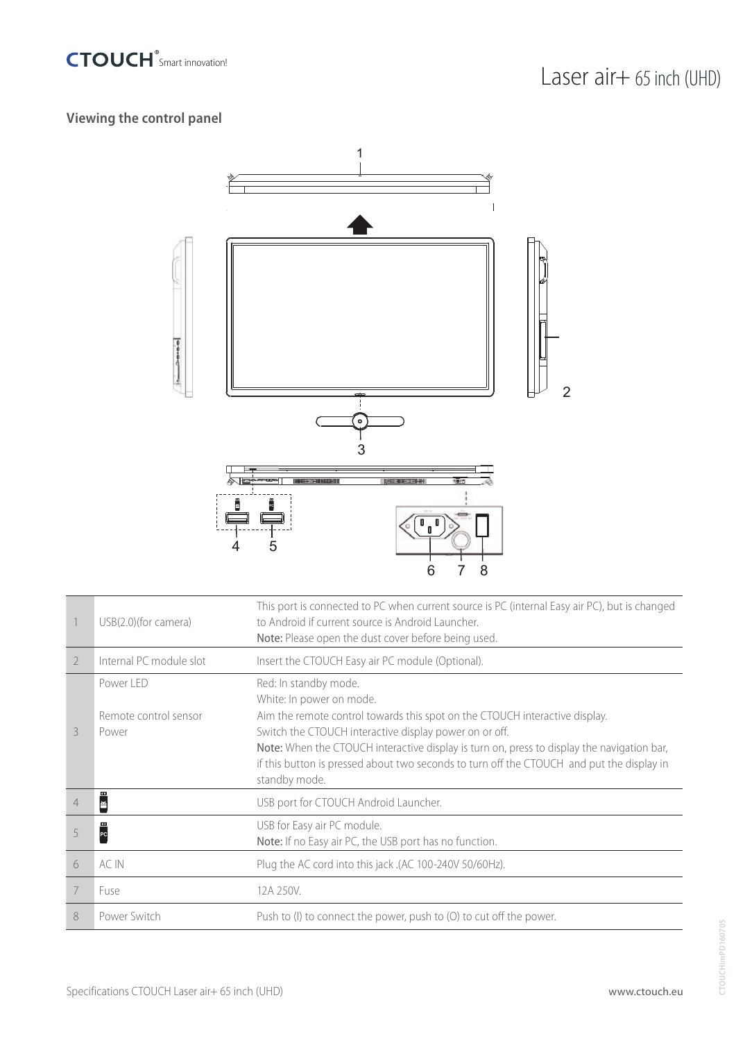### Viewing the control panel

| | | |
|---|---|---|
| 1 | USB(2.0)(for camera) | This port is connected to PC when current source is PC (internal Easy air PC), but is changed to Android if current source is Android Launcher.<br>**Note:** Please open the dust cover before being used. |
| 2 | Internal PC module slot | Insert the CTOUCH Easy air PC module (Optional). |
| 3 | Power LED<br><br>Remote control sensor<br>Power | Red: In standby mode.<br>White: In power on mode.<br>Aim the remote control towards this spot on the CTOUCH interactive display.<br>Switch the CTOUCH interactive display power on or off.<br>**Note:** When the CTOUCH interactive display is turn on, press to display the navigation bar, if this button is pressed about two seconds to turn off the CTOUCH and put the display in standby mode. |
| 4 | | USB port for CTOUCH Android Launcher. |
| 5 | PC | USB for Easy air PC module.<br>**Note:** If no Easy air PC, the USB port has no function. |
| 6 | AC IN | Plug the AC cord into this jack .(AC 100-240V 50/60Hz). |
| 7 | Fuse | 12A 250V. |
| 8 | Power Switch | Push to (I) to connect the power, push to (O) to cut off the power. |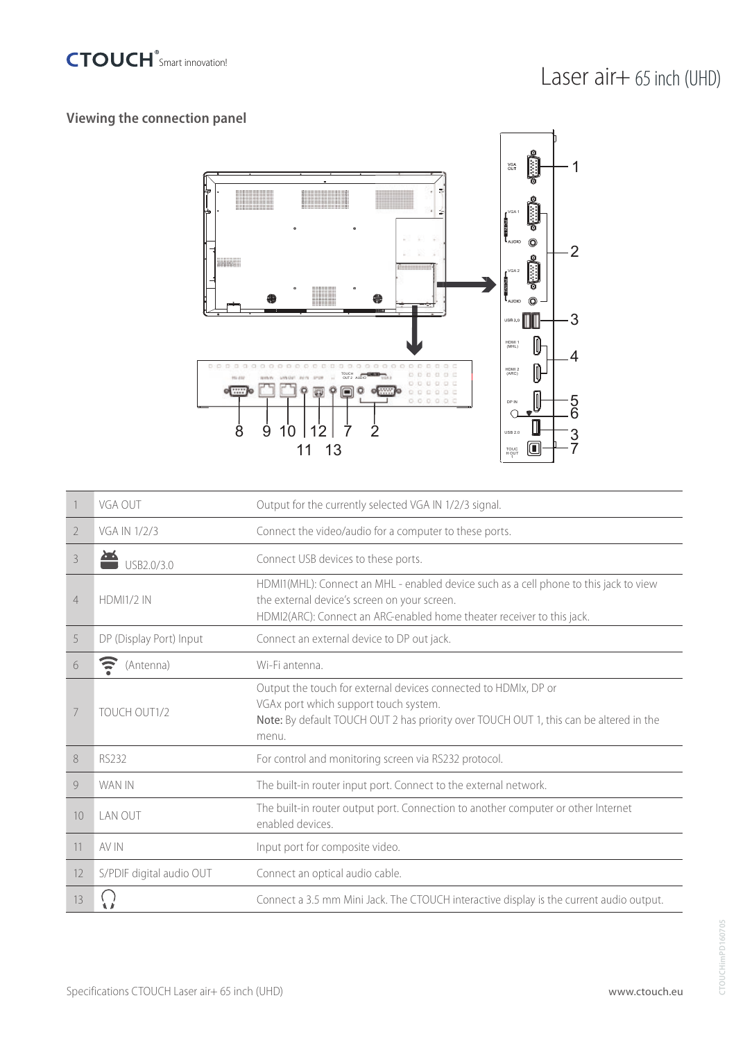## Viewing the connection panel

| | | |
|---|---|---|
| 1 | VGA OUT | Output for the currently selected VGA IN 1/2/3 signal. |
| 2 | VGA IN 1/2/3 | Connect the video/audio for a computer to these ports. |
| 3 | USB2.0/3.0 | Connect USB devices to these ports. |
| 4 | HDMI1/2 IN | HDMI1(MHL): Connect an MHL - enabled device such as a cell phone to this jack to view the external device's screen on your screen.<br>HDMI2(ARC): Connect an ARC-enabled home theater receiver to this jack. |
| 5 | DP (Display Port) Input | Connect an external device to DP out jack. |
| 6 | (Antenna) | Wi-Fi antenna. |
| 7 | TOUCH OUT1/2 | Output the touch for external devices connected to HDMIx, DP or VGAx port which support touch system.<br>**Note:** By default TOUCH OUT 2 has priority over TOUCH OUT 1, this can be altered in the menu. |
| 8 | RS232 | For control and monitoring screen via RS232 protocol. |
| 9 | WAN IN | The built-in router input port. Connect to the external network. |
| 10 | LAN OUT | The built-in router output port. Connection to another computer or other Internet enabled devices. |
| 11 | AV IN | Input port for composite video. |
| 12 | S/PDIF digital audio OUT | Connect an optical audio cable. |
| 13 | | Connect a 3.5 mm Mini Jack. The CTOUCH interactive display is the current audio output. |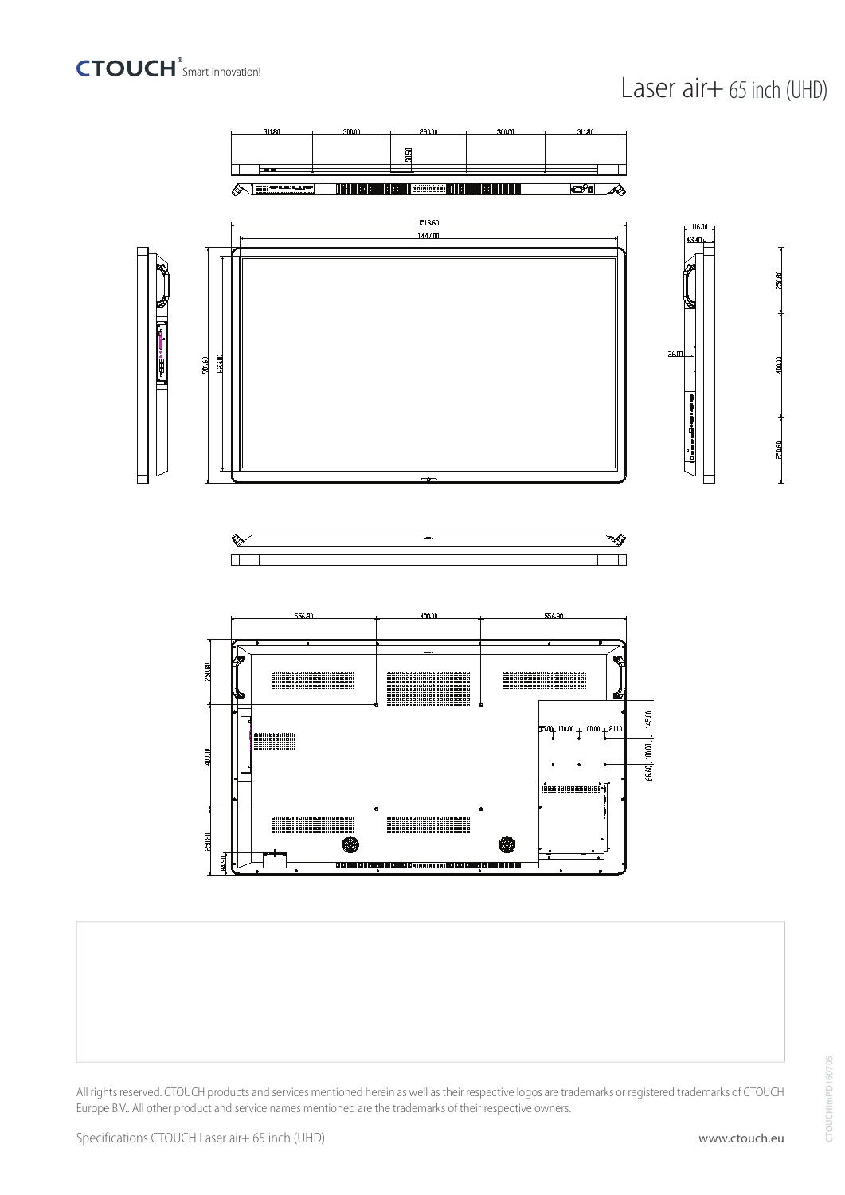# Laser air+ 65 inch (UHD)

311.80
300.00
290.00
300.00
311.80
30.50

1513.60
1447.00

116.00
43.40

900.60
823.00

36.00

250.80
400.00
250.80

556.80
400.00
556.80

250.80
400.00
250.80
84.50

55.00
100.00
100.00
81.10
145.00
100.00
66.50

All rights reserved. CTOUCH products and services mentioned herein as well as their respective logos are trademarks or registered trademarks of CTOUCH Europe B.V.. All other product and service names mentioned are the trademarks of their respective owners.

Specifications CTOUCH Laser air+ 65 inch (UHD)

www.ctouch.eu

CTOUCHimPD160705